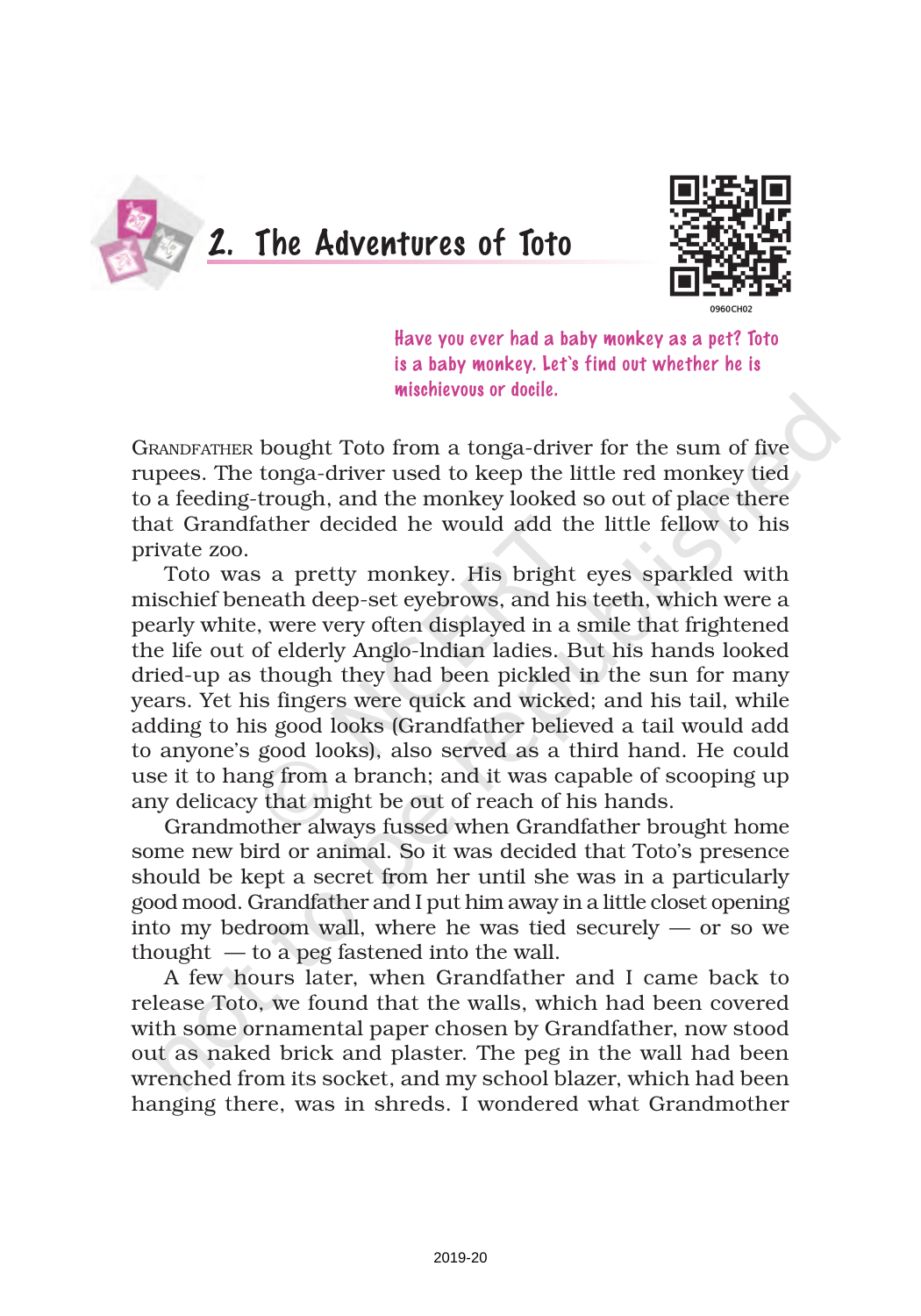# 2. The Adventures of Toto

0960CH02

**Have you ever had a baby monkey as a pet? Toto is a baby monkey. Let's find out whether he is mischievous or docile.**

GRANDFATHER bought Toto from a tonga-driver for the sum of five rupees. The tonga-driver used to keep the little red monkey tied to a feeding-trough, and the monkey looked so out of place there that Grandfather decided he would add the little fellow to his private zoo.

Toto was a pretty monkey. His bright eyes sparkled with mischief beneath deep-set eyebrows, and his teeth, which were a pearly white, were very often displayed in a smile that frightened the life out of elderly Anglo-Indian ladies. But his hands looked dried-up as though they had been pickled in the sun for many years. Yet his fingers were quick and wicked; and his tail, while adding to his good looks (Grandfather believed a tail would add to anyone's good looks), also served as a third hand. He could use it to hang from a branch; and it was capable of scooping up any delicacy that might be out of reach of his hands.

Grandmother always fussed when Grandfather brought home some new bird or animal. So it was decided that Toto's presence should be kept a secret from her until she was in a particularly good mood. Grandfather and I put him away in a little closet opening into my bedroom wall, where he was tied securely — or so we thought — to a peg fastened into the wall.

A few hours later, when Grandfather and I came back to release Toto, we found that the walls, which had been covered with some ornamental paper chosen by Grandfather, now stood out as naked brick and plaster. The peg in the wall had been wrenched from its socket, and my school blazer, which had been hanging there, was in shreds. I wondered what Grandmother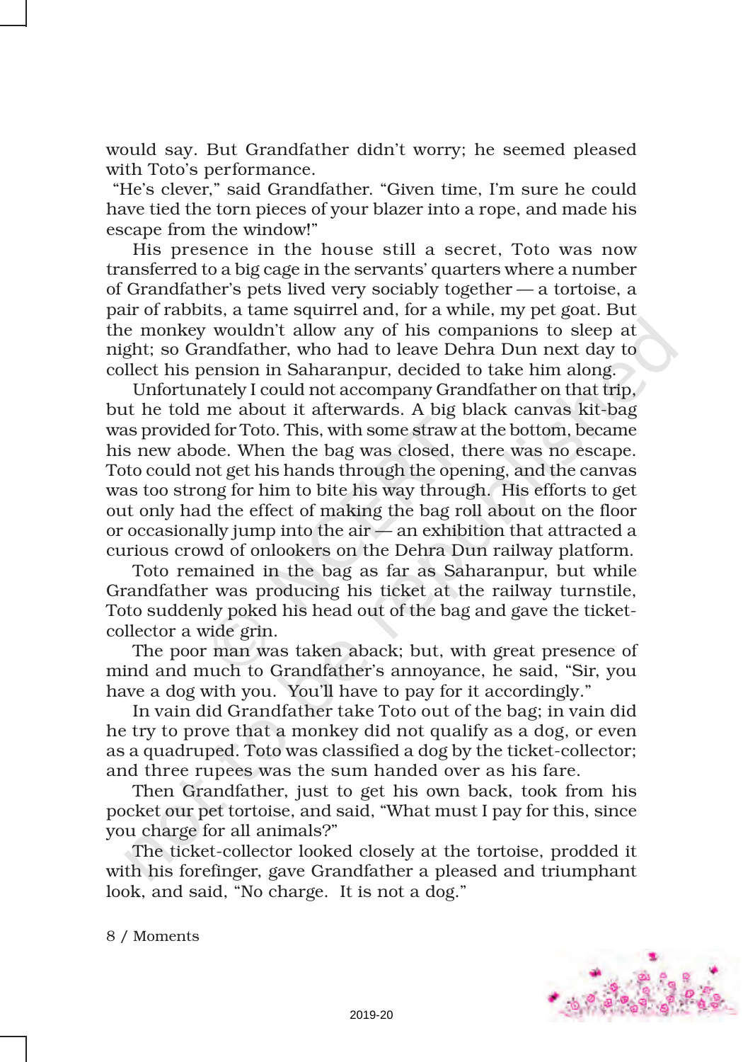would say. But Grandfather didn't worry; he seemed pleased with Toto's performance.

"He's clever," said Grandfather. "Given time, I'm sure he could have tied the torn pieces of your blazer into a rope, and made his escape from the window!"

His presence in the house still a secret, Toto was now transferred to a big cage in the servants' quarters where a number of Grandfather's pets lived very sociably together — a tortoise, a pair of rabbits, a tame squirrel and, for a while, my pet goat. But the monkey wouldn't allow any of his companions to sleep at night; so Grandfather, who had to leave Dehra Dun next day to collect his pension in Saharanpur, decided to take him along.

Unfortunately I could not accompany Grandfather on that trip, but he told me about it afterwards. A big black canvas kit-bag was provided for Toto. This, with some straw at the bottom, became his new abode. When the bag was closed, there was no escape. Toto could not get his hands through the opening, and the canvas was too strong for him to bite his way through. His efforts to get out only had the effect of making the bag roll about on the floor or occasionally jump into the air — an exhibition that attracted a curious crowd of onlookers on the Dehra Dun railway platform.

Toto remained in the bag as far as Saharanpur, but while Grandfather was producing his ticket at the railway turnstile, Toto suddenly poked his head out of the bag and gave the ticket-collector a wide grin.

The poor man was taken aback; but, with great presence of mind and much to Grandfather's annoyance, he said, "Sir, you have a dog with you. You'll have to pay for it accordingly."

In vain did Grandfather take Toto out of the bag; in vain did he try to prove that a monkey did not qualify as a dog, or even as a quadruped. Toto was classified a dog by the ticket-collector; and three rupees was the sum handed over as his fare.

Then Grandfather, just to get his own back, took from his pocket our pet tortoise, and said, "What must I pay for this, since you charge for all animals?"

The ticket-collector looked closely at the tortoise, prodded it with his forefinger, gave Grandfather a pleased and triumphant look, and said, "No charge. It is not a dog."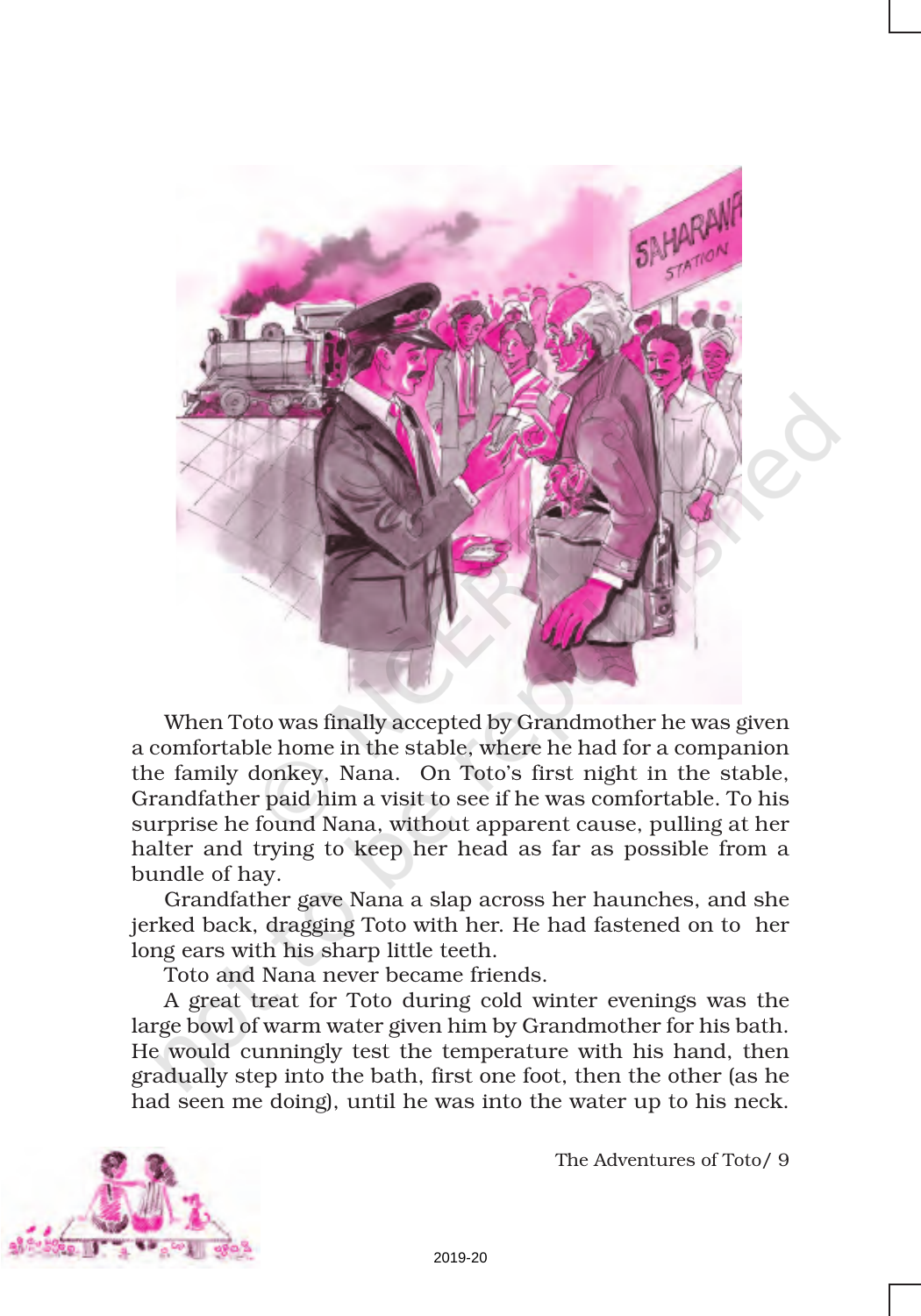When Toto was finally accepted by Grandmother he was given a comfortable home in the stable, where he had for a companion the family donkey, Nana. On Toto's first night in the stable, Grandfather paid him a visit to see if he was comfortable. To his surprise he found Nana, without apparent cause, pulling at her halter and trying to keep her head as far as possible from a bundle of hay.

Grandfather gave Nana a slap across her haunches, and she jerked back, dragging Toto with her. He had fastened on to her long ears with his sharp little teeth.

Toto and Nana never became friends.

A great treat for Toto during cold winter evenings was the large bowl of warm water given him by Grandmother for his bath. He would cunningly test the temperature with his hand, then gradually step into the bath, first one foot, then the other (as he had seen me doing), until he was into the water up to his neck.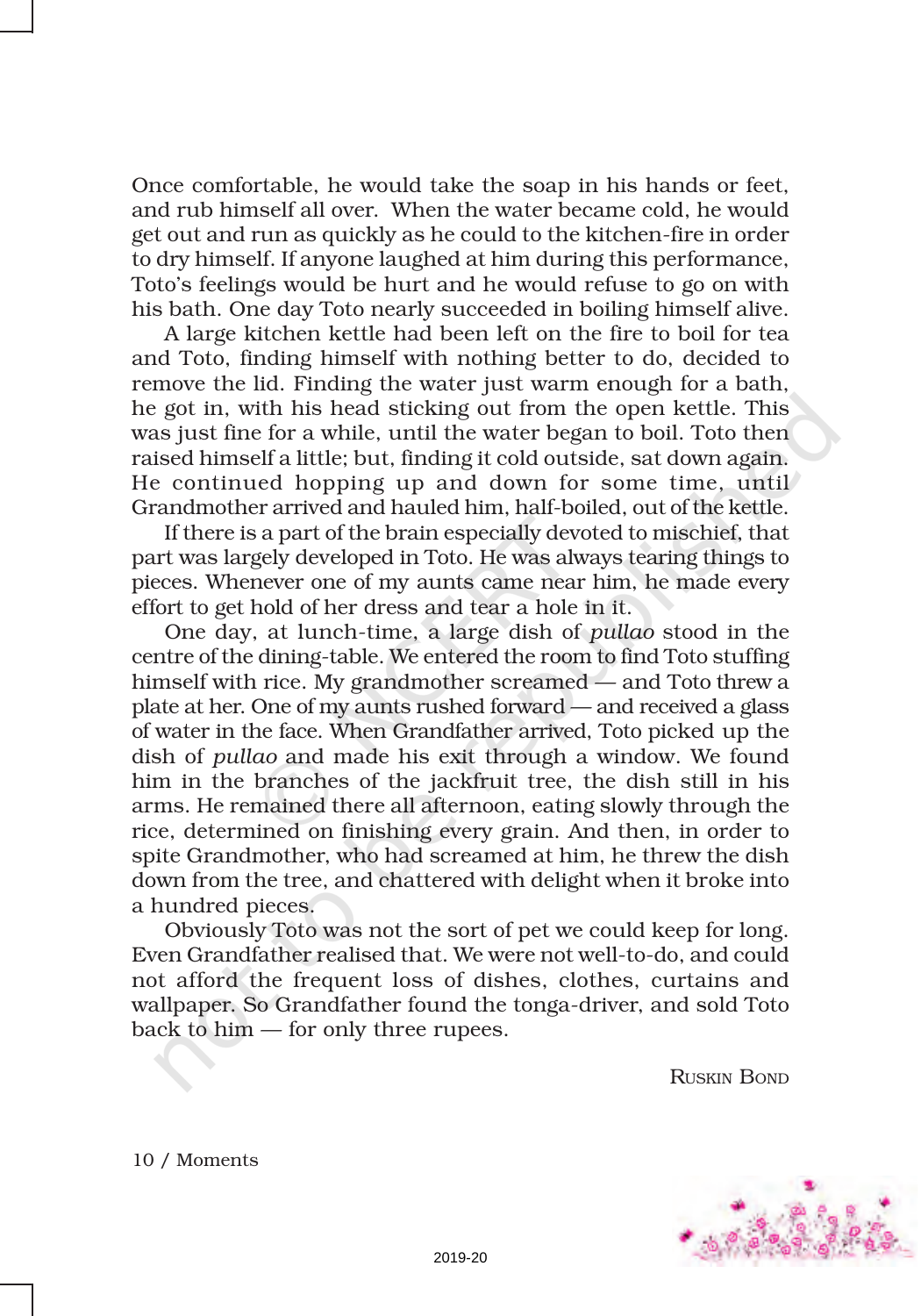Once comfortable, he would take the soap in his hands or feet, and rub himself all over. When the water became cold, he would get out and run as quickly as he could to the kitchen-fire in order to dry himself. If anyone laughed at him during this performance, Toto's feelings would be hurt and he would refuse to go on with his bath. One day Toto nearly succeeded in boiling himself alive.

A large kitchen kettle had been left on the fire to boil for tea and Toto, finding himself with nothing better to do, decided to remove the lid. Finding the water just warm enough for a bath, he got in, with his head sticking out from the open kettle. This was just fine for a while, until the water began to boil. Toto then raised himself a little; but, finding it cold outside, sat down again. He continued hopping up and down for some time, until Grandmother arrived and hauled him, half-boiled, out of the kettle.

If there is a part of the brain especially devoted to mischief, that part was largely developed in Toto. He was always tearing things to pieces. Whenever one of my aunts came near him, he made every effort to get hold of her dress and tear a hole in it.

One day, at lunch-time, a large dish of *pullao* stood in the centre of the dining-table. We entered the room to find Toto stuffing himself with rice. My grandmother screamed — and Toto threw a plate at her. One of my aunts rushed forward — and received a glass of water in the face. When Grandfather arrived, Toto picked up the dish of *pullao* and made his exit through a window. We found him in the branches of the jackfruit tree, the dish still in his arms. He remained there all afternoon, eating slowly through the rice, determined on finishing every grain. And then, in order to spite Grandmother, who had screamed at him, he threw the dish down from the tree, and chattered with delight when it broke into a hundred pieces.

Obviously Toto was not the sort of pet we could keep for long. Even Grandfather realised that. We were not well-to-do, and could not afford the frequent loss of dishes, clothes, curtains and wallpaper. So Grandfather found the tonga-driver, and sold Toto back to him — for only three rupees.

RUSKIN BOND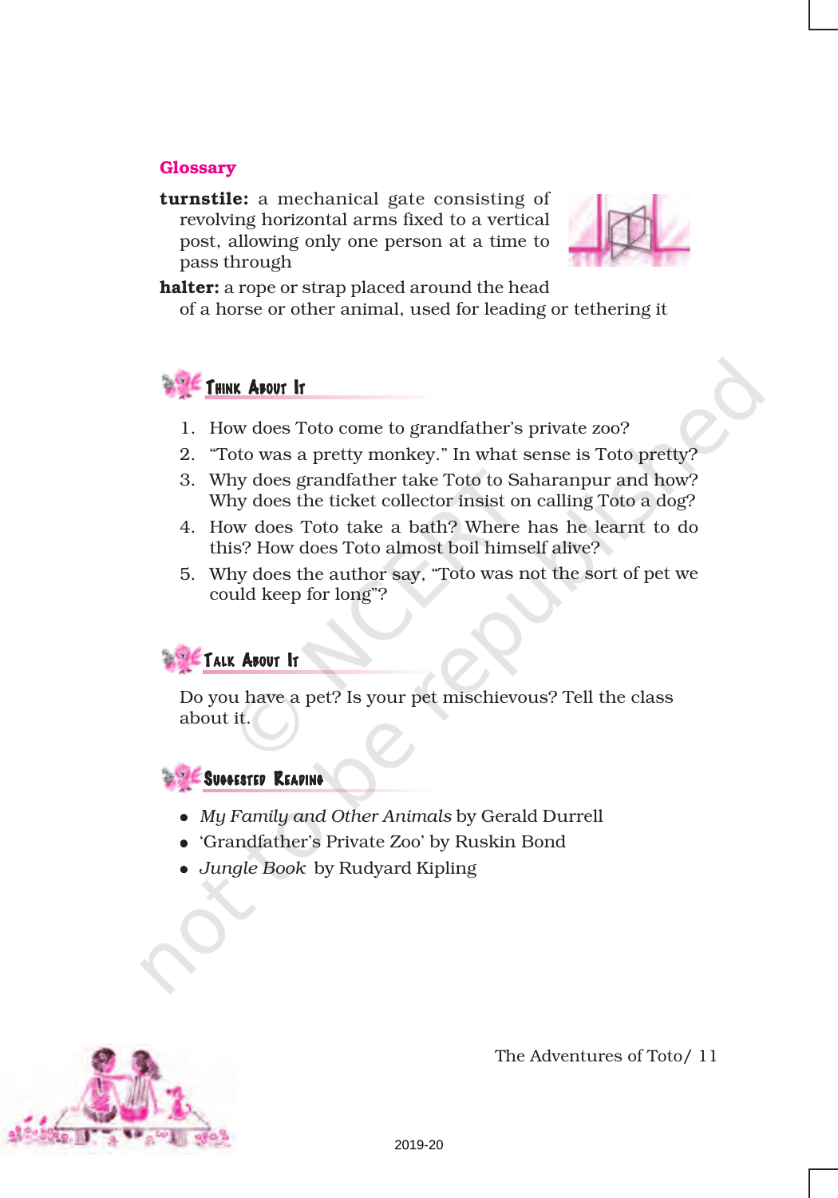## Glossary

**turnstile:** a mechanical gate consisting of revolving horizontal arms fixed to a vertical post, allowing only one person at a time to pass through

**halter:** a rope or strap placed around the head of a horse or other animal, used for leading or tethering it

## Think About It

1. How does Toto come to grandfather's private zoo?
2. "Toto was a pretty monkey." In what sense is Toto pretty?
3. Why does grandfather take Toto to Saharanpur and how? Why does the ticket collector insist on calling Toto a dog?
4. How does Toto take a bath? Where has he learnt to do this? How does Toto almost boil himself alive?
5. Why does the author say, "Toto was not the sort of pet we could keep for long"?

## Talk About It

Do you have a pet? Is your pet mischievous? Tell the class about it.

## Suggested Reading

- *My Family and Other Animals* by Gerald Durrell
- 'Grandfather's Private Zoo' by Ruskin Bond
- *Jungle Book* by Rudyard Kipling